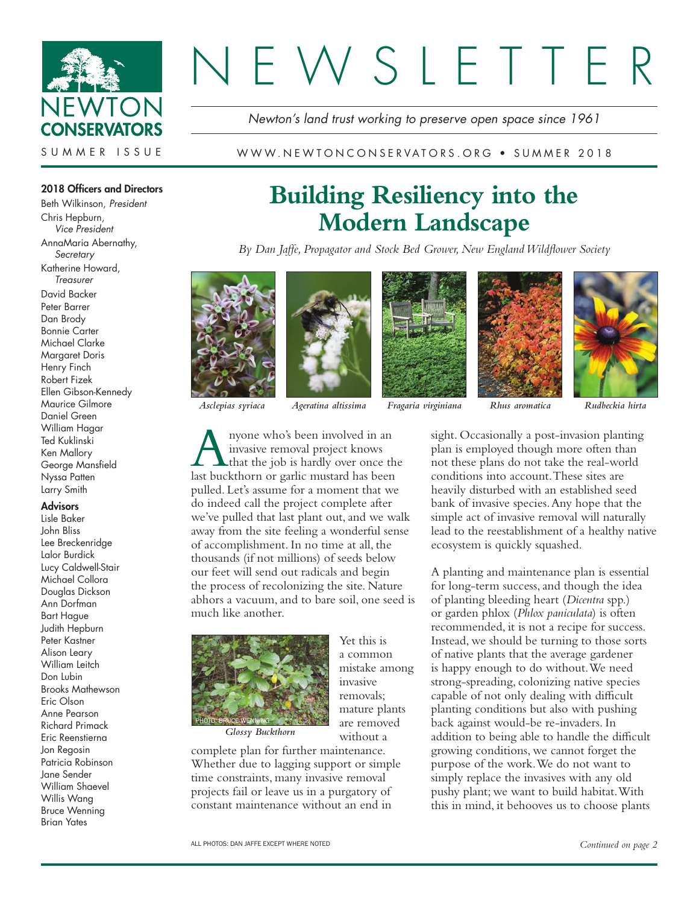# NEWSLETTER

*Newton's land trust working to preserve open space since 1961*

NEWTON CONSERVATORS

SUMMER ISSUE

WWW.NEWTONCONSERVATORS.ORG • SUMMER 2018

**2018 Officers and Directors**

Beth Wilkinson, *President*
Chris Hepburn, *Vice President*
AnnaMaria Abernathy, *Secretary*
Katherine Howard, *Treasurer*
David Backer
Peter Barrer
Dan Brody
Bonnie Carter
Michael Clarke
Margaret Doris
Henry Finch
Robert Fizek
Ellen Gibson-Kennedy
Maurice Gilmore
Daniel Green
William Hagar
Ted Kuklinski
Ken Mallory
George Mansfield
Nyssa Patten
Larry Smith

**Advisors**

Lisle Baker
John Bliss
Lee Breckenridge
Lalor Burdick
Lucy Caldwell-Stair
Michael Collora
Douglas Dickson
Ann Dorfman
Bart Hague
Judith Hepburn
Peter Kastner
Alison Leary
William Leitch
Don Lubin
Brooks Mathewson
Eric Olson
Anne Pearson
Richard Primack
Eric Reenstierna
Jon Regosin
Patricia Robinson
Jane Sender
William Shaevel
Willis Wang
Bruce Wenning
Brian Yates

## Building Resiliency into the Modern Landscape

*By Dan Jaffe, Propagator and Stock Bed Grower, New England Wildflower Society*

*Asclepias syriaca* *Ageratina altissima* *Fragaria virginiana* *Rhus aromatica* *Rudbeckia hirta*

Anyone who's been involved in an invasive removal project knows that the job is hardly over once the last buckthorn or garlic mustard has been pulled. Let's assume for a moment that we do indeed call the project complete after we've pulled that last plant out, and we walk away from the site feeling a wonderful sense of accomplishment. In no time at all, the thousands (if not millions) of seeds below our feet will send out radicals and begin the process of recolonizing the site. Nature abhors a vacuum, and to bare soil, one seed is much like another.

PHOTO: BRUCE WENNING

*Glossy Buckthorn*

Yet this is a common mistake among invasive removals; mature plants are removed without a complete plan for further maintenance. Whether due to lagging support or simple time constraints, many invasive removal projects fail or leave us in a purgatory of constant maintenance without an end in sight. Occasionally a post-invasion planting plan is employed though more often than not these plans do not take the real-world conditions into account. These sites are heavily disturbed with an established seed bank of invasive species. Any hope that the simple act of invasive removal will naturally lead to the reestablishment of a healthy native ecosystem is quickly squashed.

A planting and maintenance plan is essential for long-term success, and though the idea of planting bleeding heart (*Dicentra* spp.) or garden phlox (*Phlox paniculata*) is often recommended, it is not a recipe for success. Instead, we should be turning to those sorts of native plants that the average gardener is happy enough to do without. We need strong-spreading, colonizing native species capable of not only dealing with difficult planting conditions but also with pushing back against would-be re-invaders. In addition to being able to handle the difficult growing conditions, we cannot forget the purpose of the work. We do not want to simply replace the invasives with any old pushy plant; we want to build habitat. With this in mind, it behooves us to choose plants

ALL PHOTOS: DAN JAFFE EXCEPT WHERE NOTED

*Continued on page 2*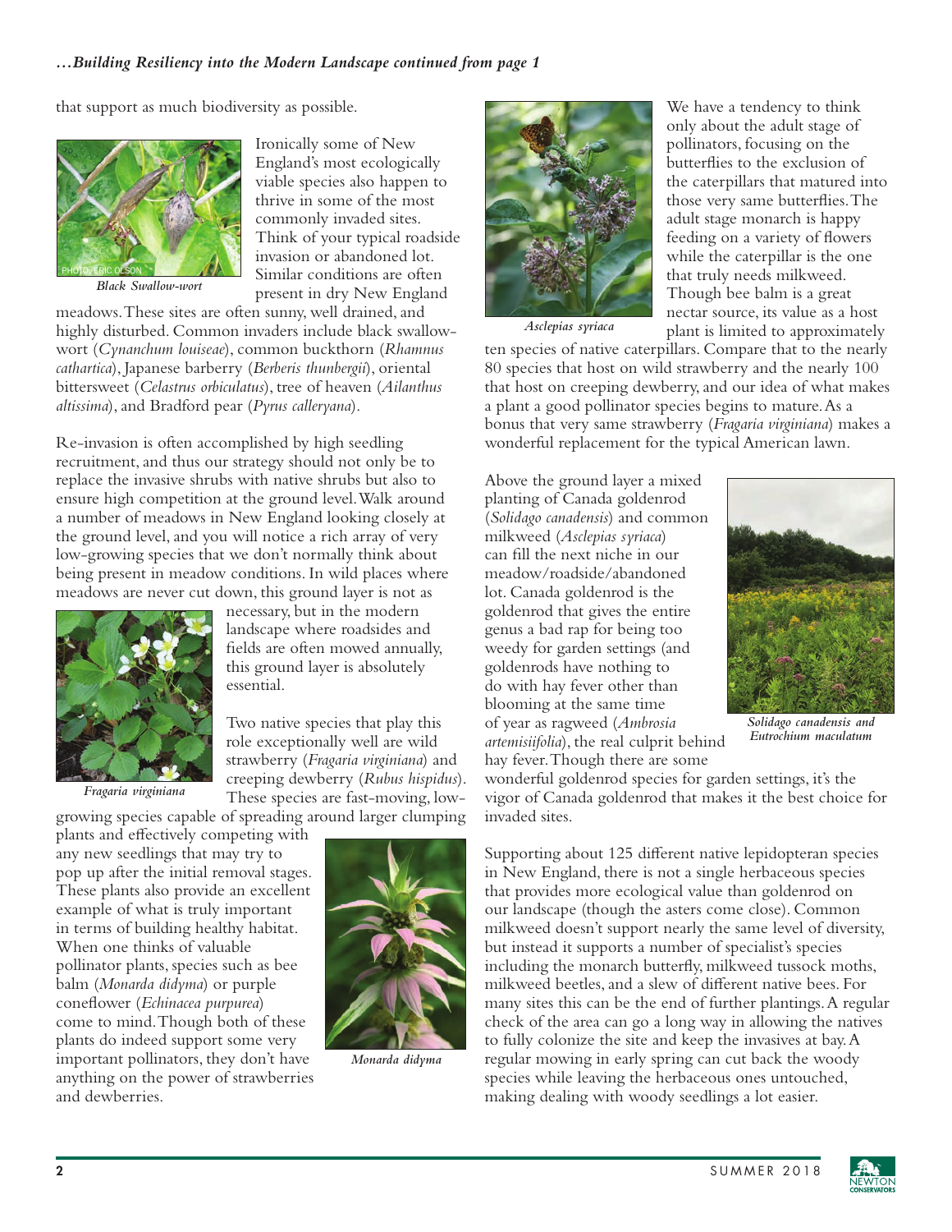*…Building Resiliency into the Modern Landscape continued from page 1*

that support as much biodiversity as possible.

Ironically some of New England's most ecologically viable species also happen to thrive in some of the most commonly invaded sites. Think of your typical roadside invasion or abandoned lot. Similar conditions are often present in dry New England meadows. These sites are often sunny, well drained, and highly disturbed. Common invaders include black swallow-wort (*Cynanchum louiseae*), common buckthorn (*Rhamnus cathartica*), Japanese barberry (*Berberis thunbergii*), oriental bittersweet (*Celastrus orbiculatus*), tree of heaven (*Ailanthus altissima*), and Bradford pear (*Pyrus calleryana*).

PHOTO: ERIC OLSON

*Black Swallow-wort*

Re-invasion is often accomplished by high seedling recruitment, and thus our strategy should not only be to replace the invasive shrubs with native shrubs but also to ensure high competition at the ground level. Walk around a number of meadows in New England looking closely at the ground level, and you will notice a rich array of very low-growing species that we don't normally think about being present in meadow conditions. In wild places where meadows are never cut down, this ground layer is not as necessary, but in the modern landscape where roadsides and fields are often mowed annually, this ground layer is absolutely essential.

*Fragaria virginiana*

Two native species that play this role exceptionally well are wild strawberry (*Fragaria virginiana*) and creeping dewberry (*Rubus hispidus*). These species are fast-moving, low-growing species capable of spreading around larger clumping plants and effectively competing with any new seedlings that may try to pop up after the initial removal stages. These plants also provide an excellent example of what is truly important in terms of building healthy habitat. When one thinks of valuable pollinator plants, species such as bee balm (*Monarda didyma*) or purple coneflower (*Echinacea purpurea*) come to mind. Though both of these plants do indeed support some very important pollinators, they don't have anything on the power of strawberries and dewberries.

*Monarda didyma*

*Asclepias syriaca*

We have a tendency to think only about the adult stage of pollinators, focusing on the butterflies to the exclusion of the caterpillars that matured into those very same butterflies. The adult stage monarch is happy feeding on a variety of flowers while the caterpillar is the one that truly needs milkweed. Though bee balm is a great nectar source, its value as a host plant is limited to approximately ten species of native caterpillars. Compare that to the nearly 80 species that host on wild strawberry and the nearly 100 that host on creeping dewberry, and our idea of what makes a plant a good pollinator species begins to mature. As a bonus that very same strawberry (*Fragaria virginiana*) makes a wonderful replacement for the typical American lawn.

Above the ground layer a mixed planting of Canada goldenrod (*Solidago canadensis*) and common milkweed (*Asclepias syriaca*) can fill the next niche in our meadow/roadside/abandoned lot. Canada goldenrod is the goldenrod that gives the entire genus a bad rap for being too weedy for garden settings (and goldenrods have nothing to do with hay fever other than blooming at the same time of year as ragweed (*Ambrosia artemisiifolia*), the real culprit behind hay fever. Though there are some wonderful goldenrod species for garden settings, it's the vigor of Canada goldenrod that makes it the best choice for invaded sites.

*Solidago canadensis and Eutrochium maculatum*

Supporting about 125 different native lepidopteran species in New England, there is not a single herbaceous species that provides more ecological value than goldenrod on our landscape (though the asters come close). Common milkweed doesn't support nearly the same level of diversity, but instead it supports a number of specialist's species including the monarch butterfly, milkweed tussock moths, milkweed beetles, and a slew of different native bees. For many sites this can be the end of further plantings. A regular check of the area can go a long way in allowing the natives to fully colonize the site and keep the invasives at bay. A regular mowing in early spring can cut back the woody species while leaving the herbaceous ones untouched, making dealing with woody seedlings a lot easier.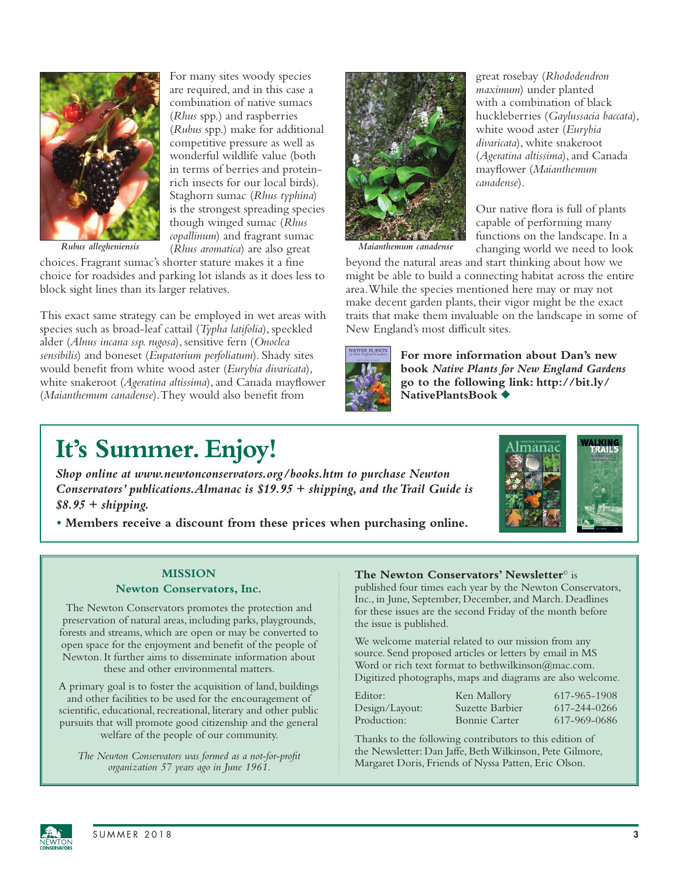For many sites woody species are required, and in this case a combination of native sumacs (*Rhus* spp.) and raspberries (*Rubus* spp.) make for additional competitive pressure as well as wonderful wildlife value (both in terms of berries and protein-rich insects for our local birds). Staghorn sumac (*Rhus typhina*) is the strongest spreading species though winged sumac (*Rhus copallinum*) and fragrant sumac (*Rhus aromatica*) are also great choices. Fragrant sumac's shorter stature makes it a fine choice for roadsides and parking lot islands as it does less to block sight lines than its larger relatives.

*Rubus allegheniensis*

This exact same strategy can be employed in wet areas with species such as broad-leaf cattail (*Typha latifolia*), speckled alder (*Alnus incana ssp. rugosa*), sensitive fern (*Onoclea sensibilis*) and boneset (*Eupatorium perfoliatum*). Shady sites would benefit from white wood aster (*Eurybia divaricata*), white snakeroot (*Ageratina altissima*), and Canada mayflower (*Maianthemum canadense*). They would also benefit from great rosebay (*Rhododendron maximum*) under planted with a combination of black huckleberries (*Gaylussacia baccata*), white wood aster (*Eurybia divaricata*), white snakeroot (*Ageratina altissima*), and Canada mayflower (*Maianthemum canadense*).

*Maianthemum canadense*

Our native flora is full of plants capable of performing many functions on the landscape. In a changing world we need to look beyond the natural areas and start thinking about how we might be able to build a connecting habitat across the entire area. While the species mentioned here may or may not make decent garden plants, their vigor might be the exact traits that make them invaluable on the landscape in some of New England's most difficult sites.

**For more information about Dan's new book *Native Plants for New England Gardens* go to the following link: http://bit.ly/NativePlantsBook** ◆

# It's Summer. Enjoy!

***Shop online at www.newtonconservators.org/books.htm to purchase Newton Conservators' publications. Almanac is $19.95 + shipping, and the Trail Guide is $8.95 + shipping.***

- **Members receive a discount from these prices when purchasing online.**

## MISSION
### Newton Conservators, Inc.

The Newton Conservators promotes the protection and preservation of natural areas, including parks, playgrounds, forests and streams, which are open or may be converted to open space for the enjoyment and benefit of the people of Newton. It further aims to disseminate information about these and other environmental matters.

A primary goal is to foster the acquisition of land, buildings and other facilities to be used for the encouragement of scientific, educational, recreational, literary and other public pursuits that will promote good citizenship and the general welfare of the people of our community.

*The Newton Conservators was formed as a not-for-profit organization 57 years ago in June 1961.*

**The Newton Conservators' Newsletter**© is published four times each year by the Newton Conservators, Inc., in June, September, December, and March. Deadlines for these issues are the second Friday of the month before the issue is published.

We welcome material related to our mission from any source. Send proposed articles or letters by email in MS Word or rich text format to bethwilkinson@mac.com. Digitized photographs, maps and diagrams are also welcome.

| | | |
|---|---|---|
| Editor: | Ken Mallory | 617-965-1908 |
| Design/Layout: | Suzette Barbier | 617-244-0266 |
| Production: | Bonnie Carter | 617-969-0686 |

Thanks to the following contributors to this edition of the Newsletter: Dan Jaffe, Beth Wilkinson, Pete Gilmore, Margaret Doris, Friends of Nyssa Patten, Eric Olson.